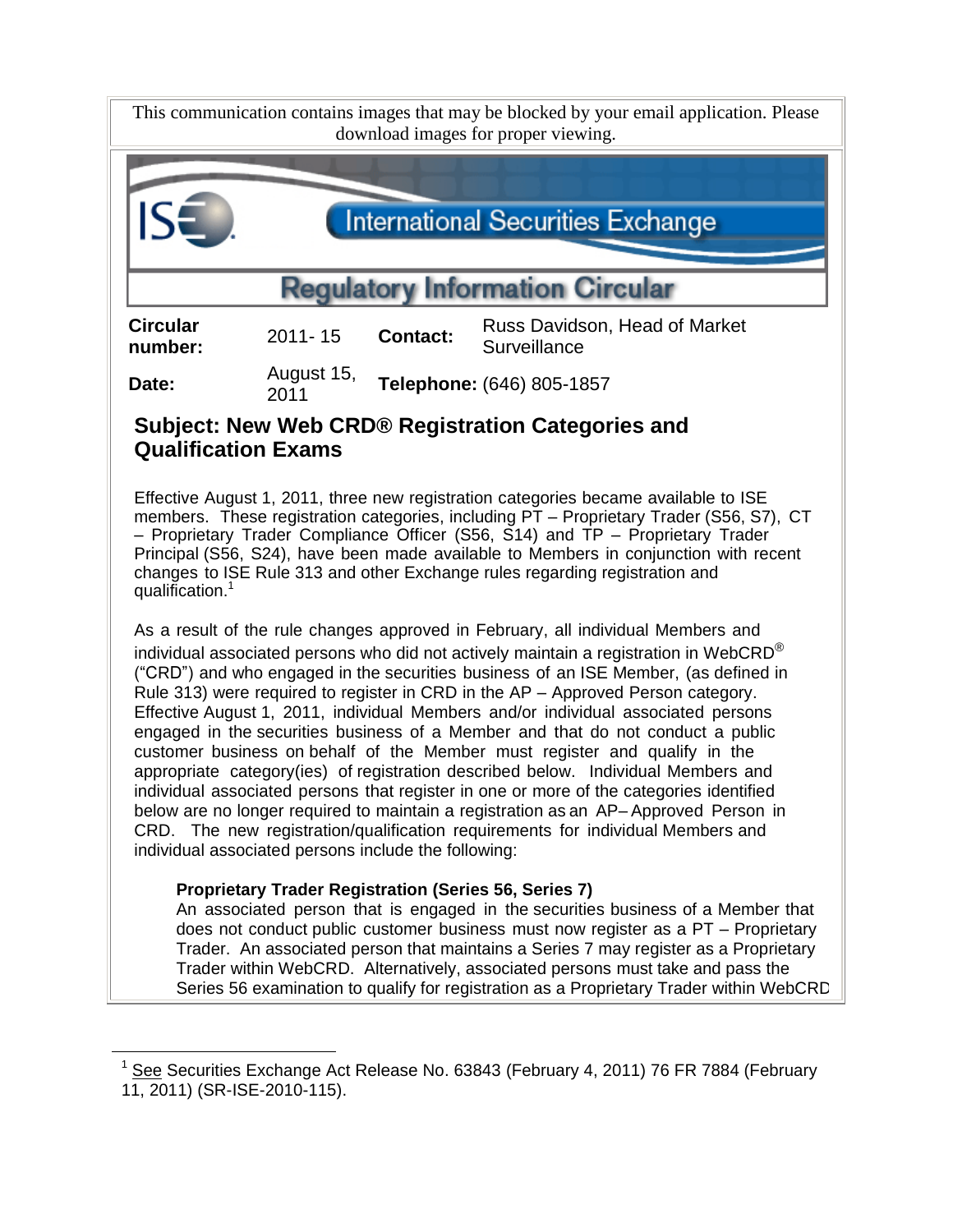This communication contains images that may be blocked by your email application. Please download images for proper viewing.

International Securities Exchange

## Regulatory Information Circular

| Circular number: | 2011- 15 | Contact: | Russ Davidson, Head of Market Surveillance |
| --- | --- | --- | --- |
| Date: | August 15, 2011 | Telephone: | (646) 805-1857 |

### Subject: New Web CRD® Registration Categories and Qualification Exams

Effective August 1, 2011, three new registration categories became available to ISE members. These registration categories, including PT – Proprietary Trader (S56, S7), CT – Proprietary Trader Compliance Officer (S56, S14) and TP – Proprietary Trader Principal (S56, S24), have been made available to Members in conjunction with recent changes to ISE Rule 313 and other Exchange rules regarding registration and qualification.[1]

As a result of the rule changes approved in February, all individual Members and individual associated persons who did not actively maintain a registration in WebCRD® ("CRD") and who engaged in the securities business of an ISE Member, (as defined in Rule 313) were required to register in CRD in the AP – Approved Person category. Effective August 1, 2011, individual Members and/or individual associated persons engaged in the securities business of a Member and that do not conduct a public customer business on behalf of the Member must register and qualify in the appropriate category(ies) of registration described below. Individual Members and individual associated persons that register in one or more of the categories identified below are no longer required to maintain a registration as an AP– Approved Person in CRD. The new registration/qualification requirements for individual Members and individual associated persons include the following:

**Proprietary Trader Registration (Series 56, Series 7)**
An associated person that is engaged in the securities business of a Member that does not conduct public customer business must now register as a PT – Proprietary Trader. An associated person that maintains a Series 7 may register as a Proprietary Trader within WebCRD. Alternatively, associated persons must take and pass the Series 56 examination to qualify for registration as a Proprietary Trader within WebCRD

[1] See Securities Exchange Act Release No. 63843 (February 4, 2011) 76 FR 7884 (February 11, 2011) (SR-ISE-2010-115).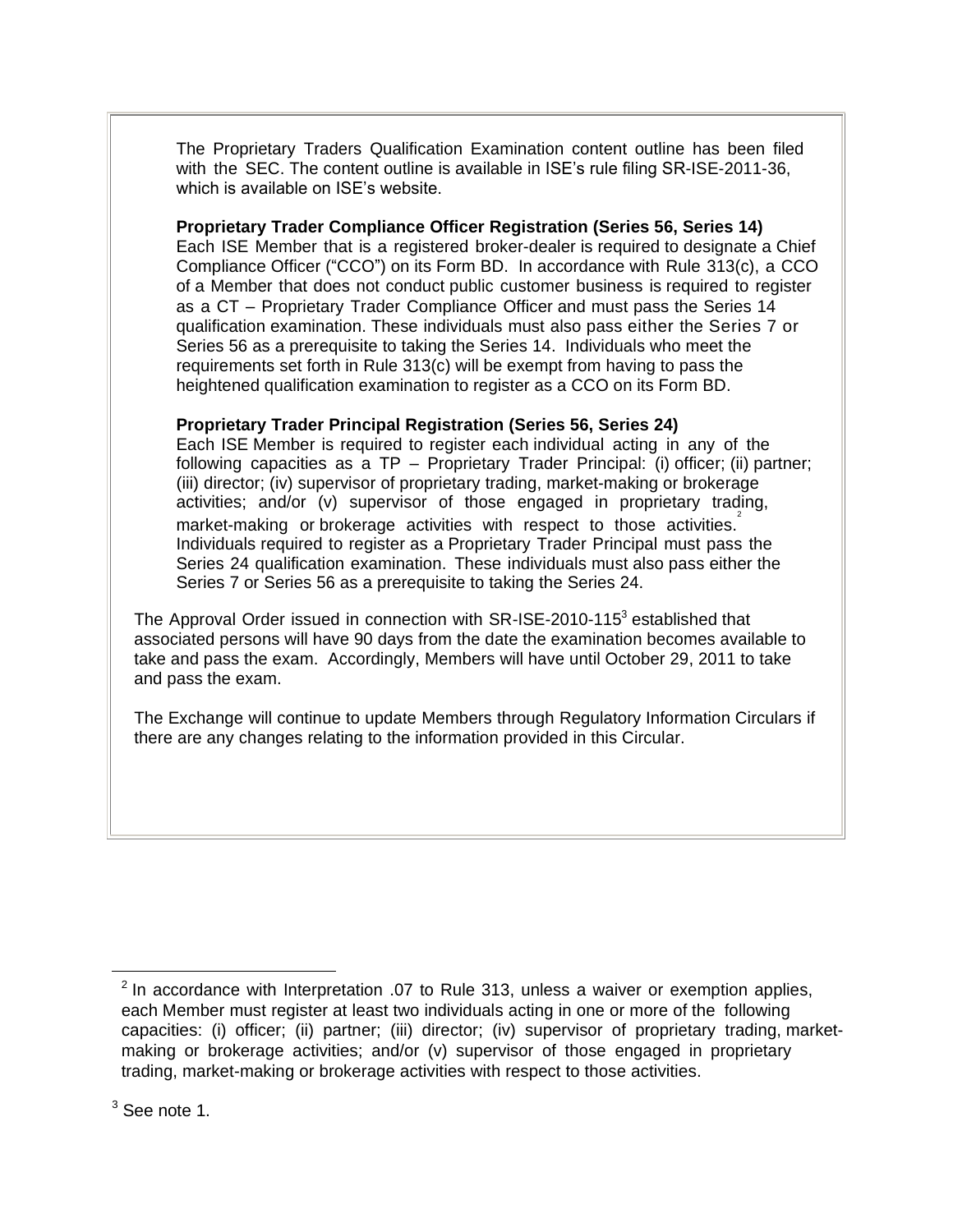The Proprietary Traders Qualification Examination content outline has been filed with the SEC. The content outline is available in ISE's rule filing SR-ISE-2011-36, which is available on ISE's website.

**Proprietary Trader Compliance Officer Registration (Series 56, Series 14)**

Each ISE Member that is a registered broker-dealer is required to designate a Chief Compliance Officer ("CCO") on its Form BD. In accordance with Rule 313(c), a CCO of a Member that does not conduct public customer business is required to register as a CT – Proprietary Trader Compliance Officer and must pass the Series 14 qualification examination. These individuals must also pass either the Series 7 or Series 56 as a prerequisite to taking the Series 14. Individuals who meet the requirements set forth in Rule 313(c) will be exempt from having to pass the heightened qualification examination to register as a CCO on its Form BD.

**Proprietary Trader Principal Registration (Series 56, Series 24)**

Each ISE Member is required to register each individual acting in any of the following capacities as a TP – Proprietary Trader Principal: (i) officer; (ii) partner; (iii) director; (iv) supervisor of proprietary trading, market-making or brokerage activities; and/or (v) supervisor of those engaged in proprietary trading, market-making or brokerage activities with respect to those activities.[2] Individuals required to register as a Proprietary Trader Principal must pass the Series 24 qualification examination. These individuals must also pass either the Series 7 or Series 56 as a prerequisite to taking the Series 24.

The Approval Order issued in connection with SR-ISE-2010-115[3] established that associated persons will have 90 days from the date the examination becomes available to take and pass the exam. Accordingly, Members will have until October 29, 2011 to take and pass the exam.

The Exchange will continue to update Members through Regulatory Information Circulars if there are any changes relating to the information provided in this Circular.

[2] In accordance with Interpretation .07 to Rule 313, unless a waiver or exemption applies, each Member must register at least two individuals acting in one or more of the following capacities: (i) officer; (ii) partner; (iii) director; (iv) supervisor of proprietary trading, market-making or brokerage activities; and/or (v) supervisor of those engaged in proprietary trading, market-making or brokerage activities with respect to those activities.

[3] See note 1.